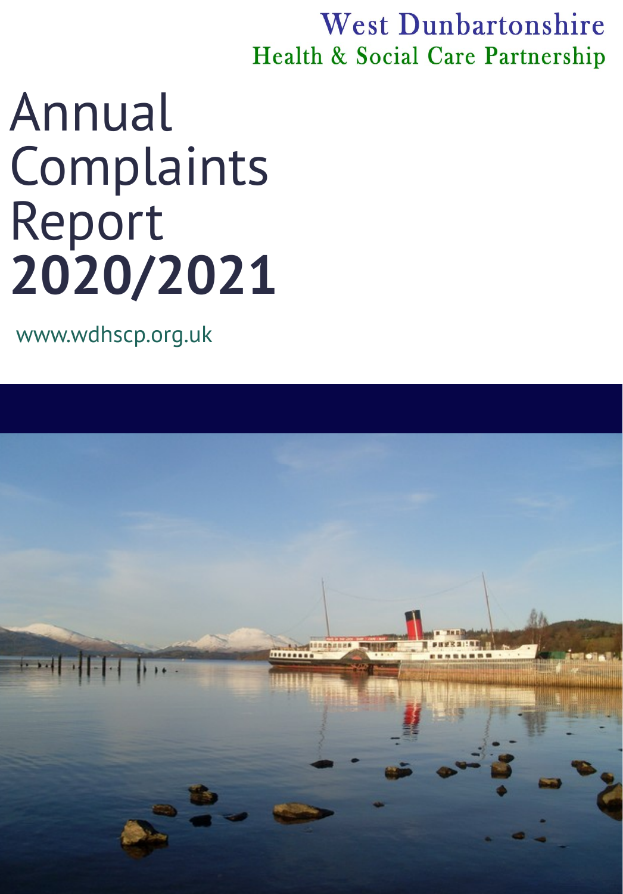West Dunbartonshire
Health & Social Care Partnership

# Annual Complaints Report **2020/2021**

www.wdhscp.org.uk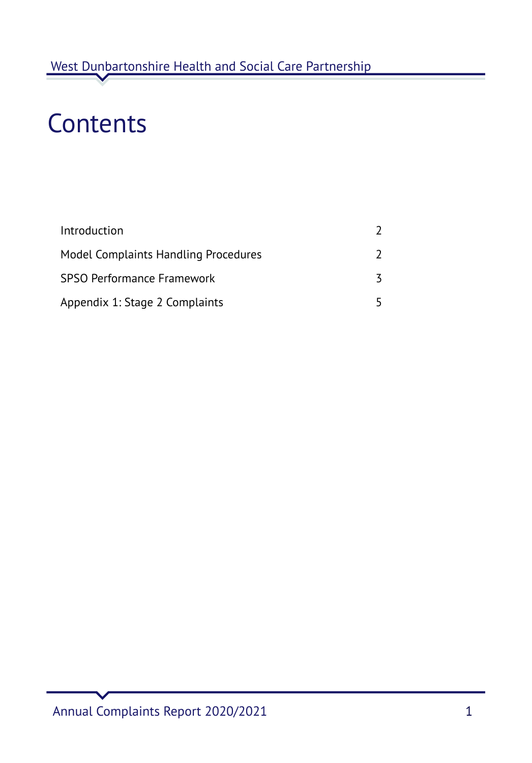# Contents

| | |
|---|---|
| Introduction | 2 |
| Model Complaints Handling Procedures | 2 |
| SPSO Performance Framework | 3 |
| Appendix 1: Stage 2 Complaints | 5 |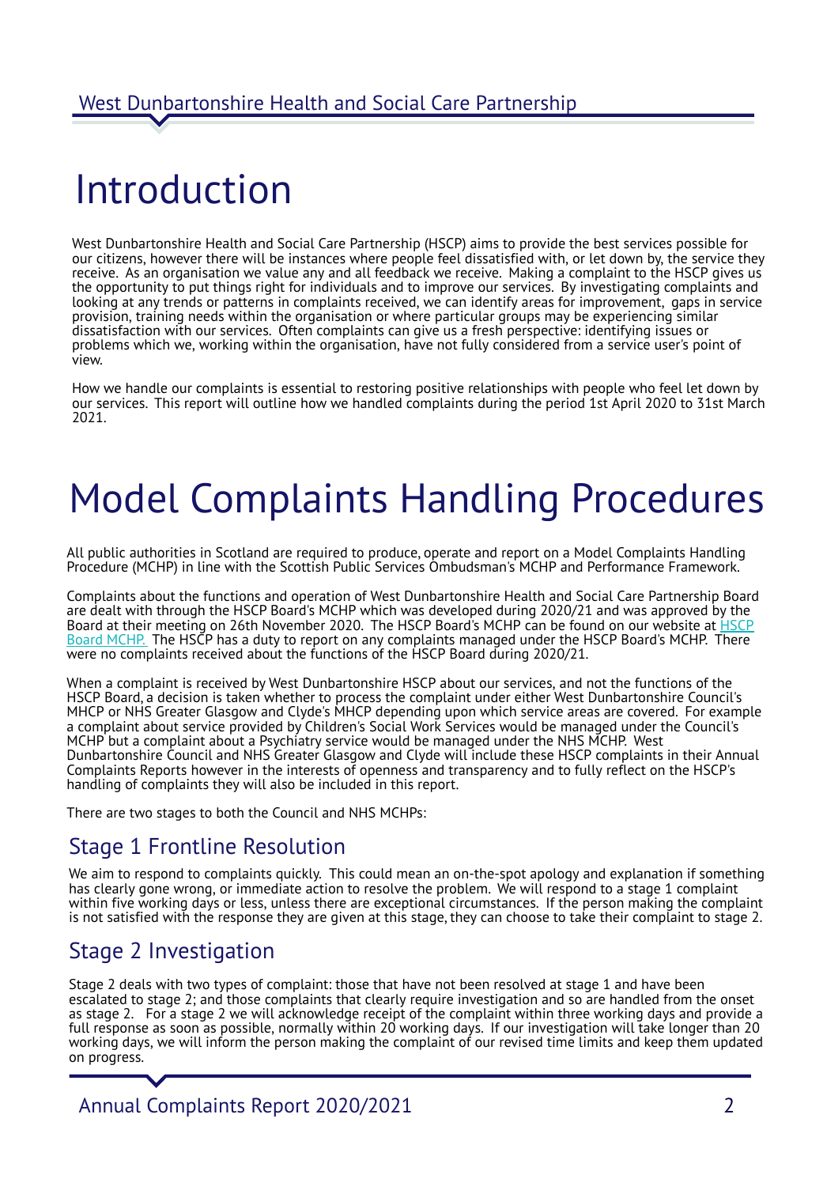# Introduction

West Dunbartonshire Health and Social Care Partnership (HSCP) aims to provide the best services possible for our citizens, however there will be instances where people feel dissatisfied with, or let down by, the service they receive. As an organisation we value any and all feedback we receive. Making a complaint to the HSCP gives us the opportunity to put things right for individuals and to improve our services. By investigating complaints and looking at any trends or patterns in complaints received, we can identify areas for improvement, gaps in service provision, training needs within the organisation or where particular groups may be experiencing similar dissatisfaction with our services. Often complaints can give us a fresh perspective: identifying issues or problems which we, working within the organisation, have not fully considered from a service user's point of view.

How we handle our complaints is essential to restoring positive relationships with people who feel let down by our services. This report will outline how we handled complaints during the period 1st April 2020 to 31st March 2021.

# Model Complaints Handling Procedures

All public authorities in Scotland are required to produce, operate and report on a Model Complaints Handling Procedure (MCHP) in line with the Scottish Public Services Ombudsman's MCHP and Performance Framework.

Complaints about the functions and operation of West Dunbartonshire Health and Social Care Partnership Board are dealt with through the HSCP Board's MCHP which was developed during 2020/21 and was approved by the Board at their meeting on 26th November 2020. The HSCP Board's MCHP can be found on our website at HSCP Board MCHP. The HSCP has a duty to report on any complaints managed under the HSCP Board's MCHP. There were no complaints received about the functions of the HSCP Board during 2020/21.

When a complaint is received by West Dunbartonshire HSCP about our services, and not the functions of the HSCP Board, a decision is taken whether to process the complaint under either West Dunbartonshire Council's MHCP or NHS Greater Glasgow and Clyde's MHCP depending upon which service areas are covered. For example a complaint about service provided by Children's Social Work Services would be managed under the Council's MCHP but a complaint about a Psychiatry service would be managed under the NHS MCHP. West Dunbartonshire Council and NHS Greater Glasgow and Clyde will include these HSCP complaints in their Annual Complaints Reports however in the interests of openness and transparency and to fully reflect on the HSCP's handling of complaints they will also be included in this report.

There are two stages to both the Council and NHS MCHPs:

## Stage 1 Frontline Resolution

We aim to respond to complaints quickly. This could mean an on-the-spot apology and explanation if something has clearly gone wrong, or immediate action to resolve the problem. We will respond to a stage 1 complaint within five working days or less, unless there are exceptional circumstances. If the person making the complaint is not satisfied with the response they are given at this stage, they can choose to take their complaint to stage 2.

## Stage 2 Investigation

Stage 2 deals with two types of complaint: those that have not been resolved at stage 1 and have been escalated to stage 2; and those complaints that clearly require investigation and so are handled from the onset as stage 2. For a stage 2 we will acknowledge receipt of the complaint within three working days and provide a full response as soon as possible, normally within 20 working days. If our investigation will take longer than 20 working days, we will inform the person making the complaint of our revised time limits and keep them updated on progress.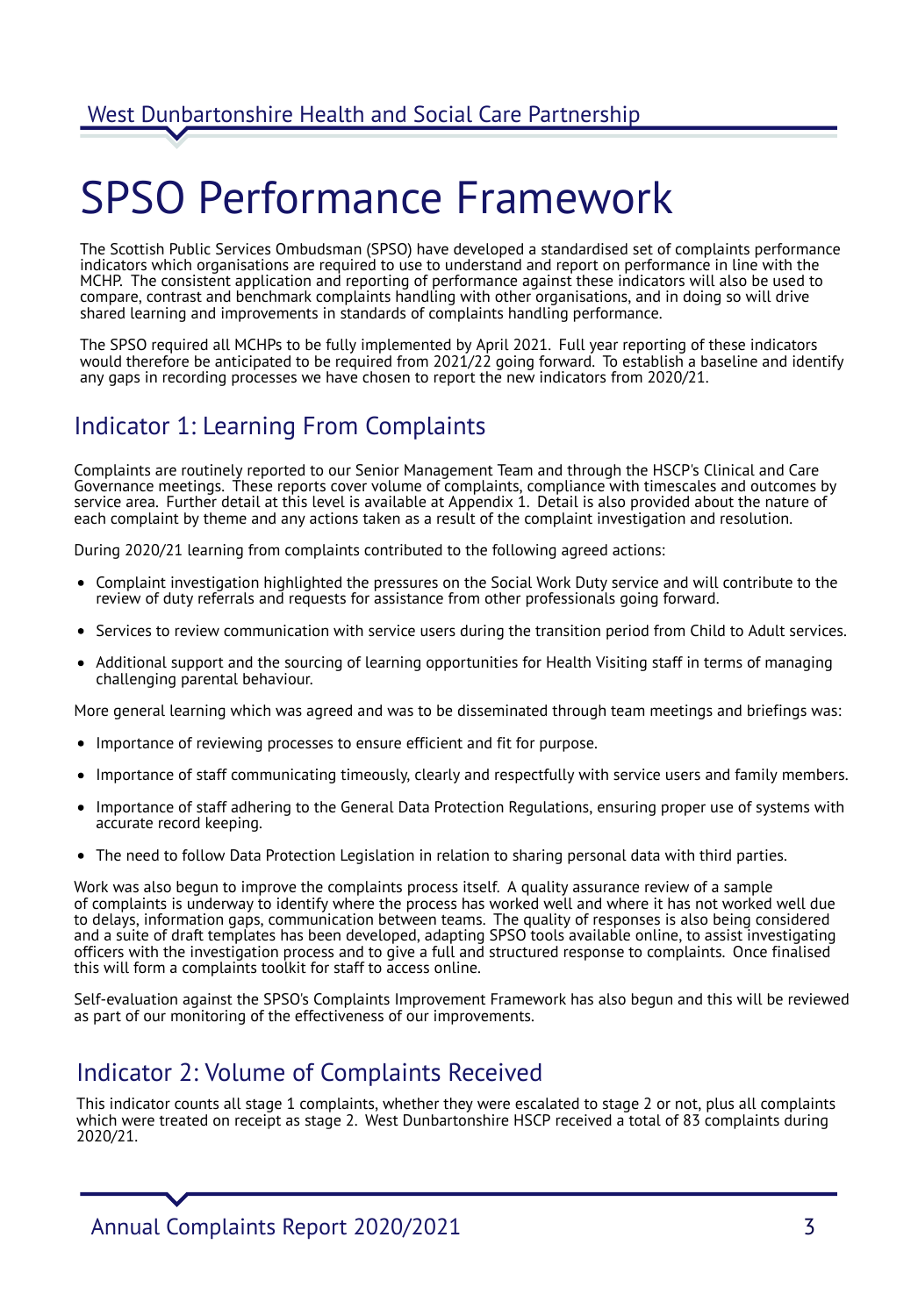# SPSO Performance Framework

The Scottish Public Services Ombudsman (SPSO) have developed a standardised set of complaints performance indicators which organisations are required to use to understand and report on performance in line with the MCHP. The consistent application and reporting of performance against these indicators will also be used to compare, contrast and benchmark complaints handling with other organisations, and in doing so will drive shared learning and improvements in standards of complaints handling performance.

The SPSO required all MCHPs to be fully implemented by April 2021. Full year reporting of these indicators would therefore be anticipated to be required from 2021/22 going forward. To establish a baseline and identify any gaps in recording processes we have chosen to report the new indicators from 2020/21.

## Indicator 1: Learning From Complaints

Complaints are routinely reported to our Senior Management Team and through the HSCP's Clinical and Care Governance meetings. These reports cover volume of complaints, compliance with timescales and outcomes by service area. Further detail at this level is available at Appendix 1. Detail is also provided about the nature of each complaint by theme and any actions taken as a result of the complaint investigation and resolution.

During 2020/21 learning from complaints contributed to the following agreed actions:

- Complaint investigation highlighted the pressures on the Social Work Duty service and will contribute to the review of duty referrals and requests for assistance from other professionals going forward.
- Services to review communication with service users during the transition period from Child to Adult services.
- Additional support and the sourcing of learning opportunities for Health Visiting staff in terms of managing challenging parental behaviour.

More general learning which was agreed and was to be disseminated through team meetings and briefings was:

- Importance of reviewing processes to ensure efficient and fit for purpose.
- Importance of staff communicating timeously, clearly and respectfully with service users and family members.
- Importance of staff adhering to the General Data Protection Regulations, ensuring proper use of systems with accurate record keeping.
- The need to follow Data Protection Legislation in relation to sharing personal data with third parties.

Work was also begun to improve the complaints process itself. A quality assurance review of a sample of complaints is underway to identify where the process has worked well and where it has not worked well due to delays, information gaps, communication between teams. The quality of responses is also being considered and a suite of draft templates has been developed, adapting SPSO tools available online, to assist investigating officers with the investigation process and to give a full and structured response to complaints. Once finalised this will form a complaints toolkit for staff to access online.

Self-evaluation against the SPSO's Complaints Improvement Framework has also begun and this will be reviewed as part of our monitoring of the effectiveness of our improvements.

## Indicator 2: Volume of Complaints Received

This indicator counts all stage 1 complaints, whether they were escalated to stage 2 or not, plus all complaints which were treated on receipt as stage 2. West Dunbartonshire HSCP received a total of 83 complaints during 2020/21.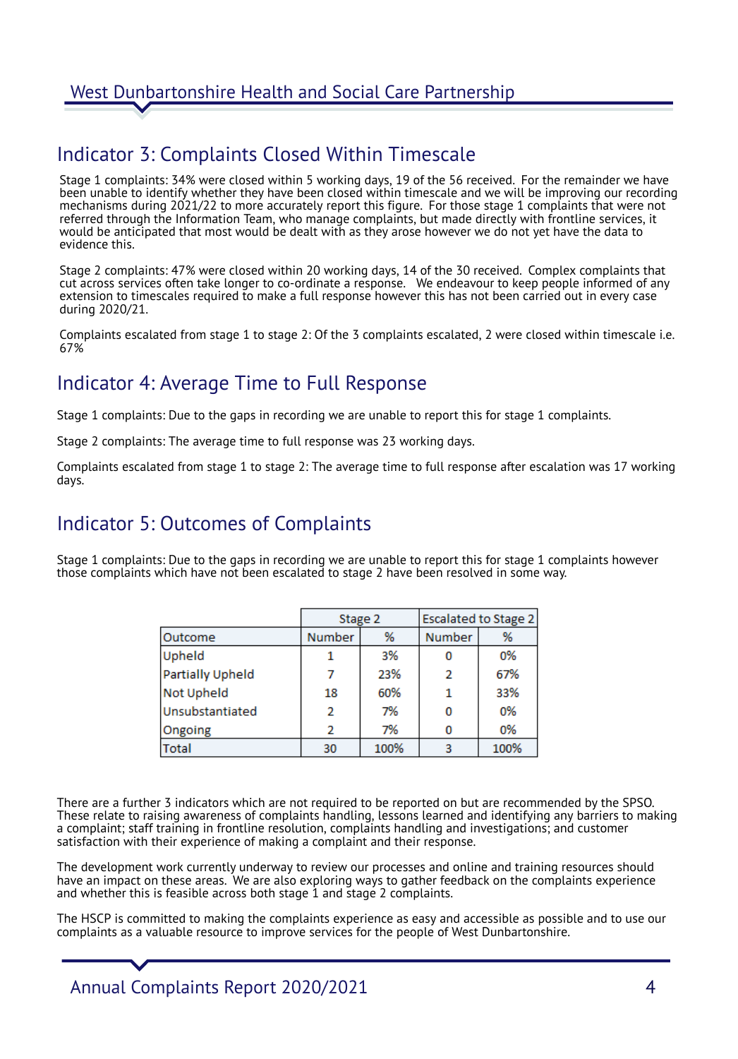## Indicator 3: Complaints Closed Within Timescale

Stage 1 complaints: 34% were closed within 5 working days, 19 of the 56 received. For the remainder we have been unable to identify whether they have been closed within timescale and we will be improving our recording mechanisms during 2021/22 to more accurately report this figure. For those stage 1 complaints that were not referred through the Information Team, who manage complaints, but made directly with frontline services, it would be anticipated that most would be dealt with as they arose however we do not yet have the data to evidence this.

Stage 2 complaints: 47% were closed within 20 working days, 14 of the 30 received. Complex complaints that cut across services often take longer to co-ordinate a response. We endeavour to keep people informed of any extension to timescales required to make a full response however this has not been carried out in every case during 2020/21.

Complaints escalated from stage 1 to stage 2: Of the 3 complaints escalated, 2 were closed within timescale i.e. 67%

## Indicator 4: Average Time to Full Response

Stage 1 complaints: Due to the gaps in recording we are unable to report this for stage 1 complaints.

Stage 2 complaints: The average time to full response was 23 working days.

Complaints escalated from stage 1 to stage 2: The average time to full response after escalation was 17 working days.

## Indicator 5: Outcomes of Complaints

Stage 1 complaints: Due to the gaps in recording we are unable to report this for stage 1 complaints however those complaints which have not been escalated to stage 2 have been resolved in some way.

| | Stage 2 | | Escalated to Stage 2 | |
|---|---|---|---|---|
| Outcome | Number | % | Number | % |
| Upheld | 1 | 3% | 0 | 0% |
| Partially Upheld | 7 | 23% | 2 | 67% |
| Not Upheld | 18 | 60% | 1 | 33% |
| Unsubstantiated | 2 | 7% | 0 | 0% |
| Ongoing | 2 | 7% | 0 | 0% |
| Total | 30 | 100% | 3 | 100% |

There are a further 3 indicators which are not required to be reported on but are recommended by the SPSO. These relate to raising awareness of complaints handling, lessons learned and identifying any barriers to making a complaint; staff training in frontline resolution, complaints handling and investigations; and customer satisfaction with their experience of making a complaint and their response.

The development work currently underway to review our processes and online and training resources should have an impact on these areas. We are also exploring ways to gather feedback on the complaints experience and whether this is feasible across both stage 1 and stage 2 complaints.

The HSCP is committed to making the complaints experience as easy and accessible as possible and to use our complaints as a valuable resource to improve services for the people of West Dunbartonshire.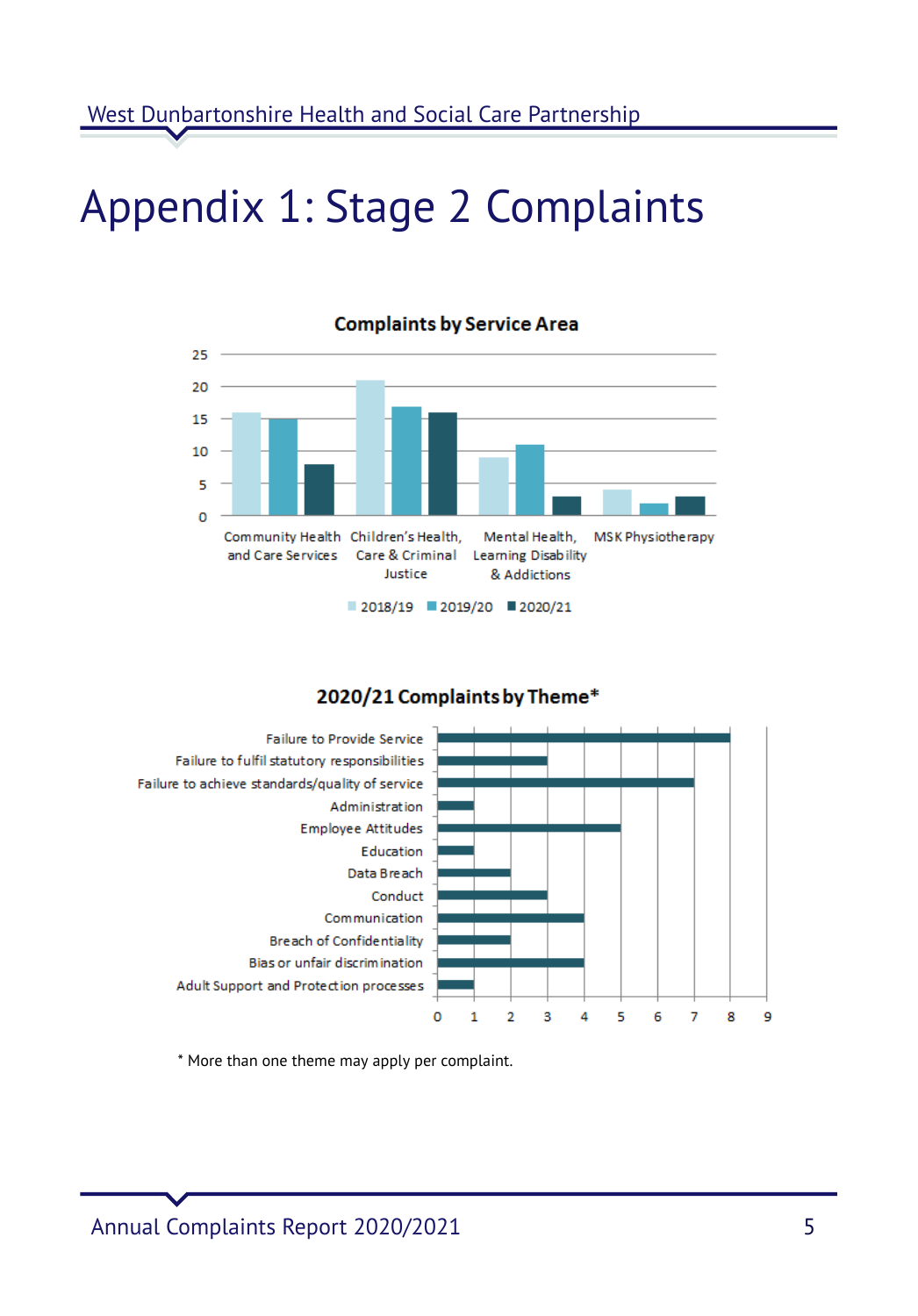# Appendix 1: Stage 2 Complaints

**Complaints by Service Area**

25
20
15
10
5
0

Community Health and Care Services
Children's Health, Care & Criminal Justice
Mental Health, Learning Disability & Addictions
MSK Physiotherapy

2018/19 2019/20 2020/21

**2020/21 Complaints by Theme***

Failure to Provide Service
Failure to fulfil statutory responsibilities
Failure to achieve standards/quality of service
Administration
Employee Attitudes
Education
Data Breach
Conduct
Communication
Breach of Confidentiality
Bias or unfair discrimination
Adult Support and Protection processes

0 1 2 3 4 5 6 7 8 9

* More than one theme may apply per complaint.